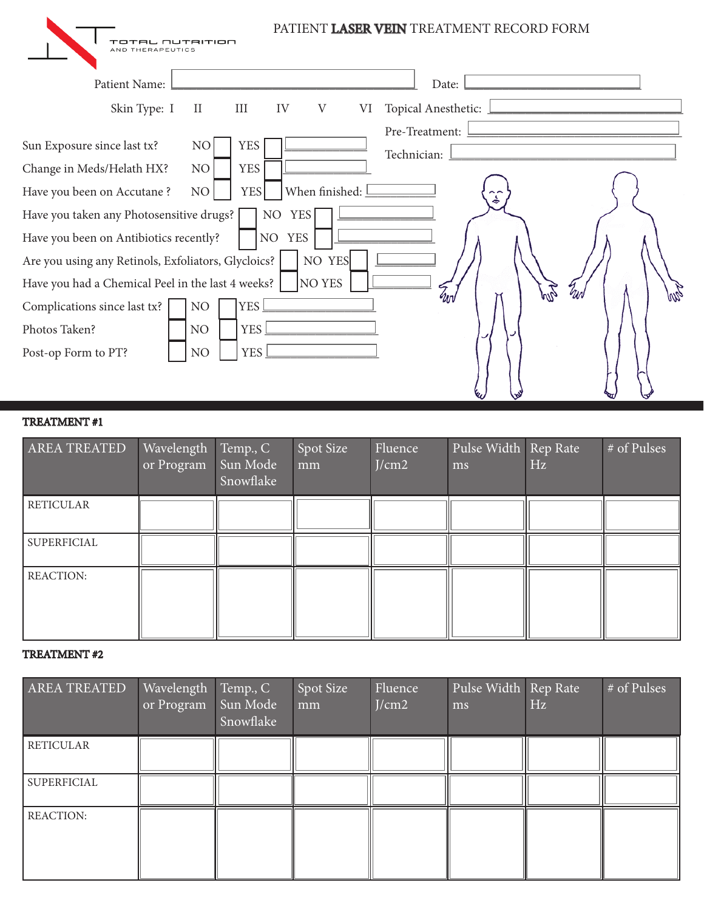TOTAL NUTRITION AND THERAPEUTICS

# PATIENT **LASER VEIN** TREATMENT RECORD FORM

Patient Name: ______________________ Date: __________

Skin Type: I II III IV V VI

Topical Anesthetic: __________

Pre-Treatment: __________

Technician: __________

Sun Exposure since last tx? NO ☐ YES ☐ __________

Change in Meds/Helath HX? NO ☐ YES ☐ __________

Have you been on Accutane ? NO ☐ YES ☐ When finished: __________

Have you taken any Photosensitive drugs? ☐ NO YES ☐ __________

Have you been on Antibiotics recently? ☐ NO YES ☐ __________

Are you using any Retinols, Exfoliators, Glyclics? ☐ NO YES ☐ __________

Have you had a Chemical Peel in the last 4 weeks? ☐ NO YES ☐ __________

Complications since last tx? ☐ NO ☐ YES __________

Photos Taken? ☐ NO ☐ YES __________

Post-op Form to PT? ☐ NO ☐ YES __________

**TREATMENT #1**

| AREA TREATED | Wavelength or Program | Temp., C Sun Mode Snowflake | Spot Size mm | Fluence J/cm2 | Pulse Width ms | Rep Rate Hz | # of Pulses |
|---|---|---|---|---|---|---|---|
| RETICULAR | | | | | | | |
| SUPERFICIAL | | | | | | | |
| REACTION: | | | | | | | |

**TREATMENT #2**

| AREA TREATED | Wavelength or Program | Temp., C Sun Mode Snowflake | Spot Size mm | Fluence J/cm2 | Pulse Width ms | Rep Rate Hz | # of Pulses |
|---|---|---|---|---|---|---|---|
| RETICULAR | | | | | | | |
| SUPERFICIAL | | | | | | | |
| REACTION: | | | | | | | |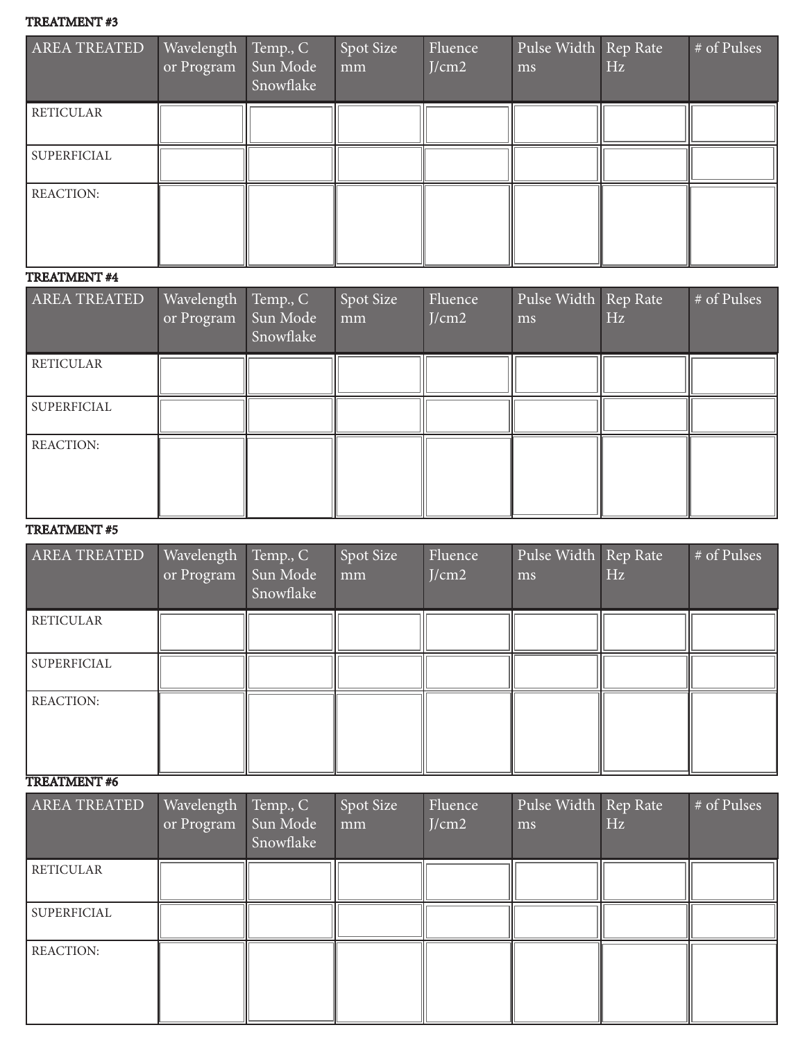**TREATMENT #3**

| AREA TREATED | Wavelength or Program | Temp., C Sun Mode Snowflake | Spot Size mm | Fluence J/cm2 | Pulse Width ms | Rep Rate Hz | # of Pulses |
|---|---|---|---|---|---|---|---|
| RETICULAR | | | | | | | |
| SUPERFICIAL | | | | | | | |
| REACTION: | | | | | | | |

**TREATMENT #4**

| AREA TREATED | Wavelength or Program | Temp., C Sun Mode Snowflake | Spot Size mm | Fluence J/cm2 | Pulse Width ms | Rep Rate Hz | # of Pulses |
|---|---|---|---|---|---|---|---|
| RETICULAR | | | | | | | |
| SUPERFICIAL | | | | | | | |
| REACTION: | | | | | | | |

**TREATMENT #5**

| AREA TREATED | Wavelength or Program | Temp., C Sun Mode Snowflake | Spot Size mm | Fluence J/cm2 | Pulse Width ms | Rep Rate Hz | # of Pulses |
|---|---|---|---|---|---|---|---|
| RETICULAR | | | | | | | |
| SUPERFICIAL | | | | | | | |
| REACTION: | | | | | | | |

**TREATMENT #6**

| AREA TREATED | Wavelength or Program | Temp., C Sun Mode Snowflake | Spot Size mm | Fluence J/cm2 | Pulse Width ms | Rep Rate Hz | # of Pulses |
|---|---|---|---|---|---|---|---|
| RETICULAR | | | | | | | |
| SUPERFICIAL | | | | | | | |
| REACTION: | | | | | | | |